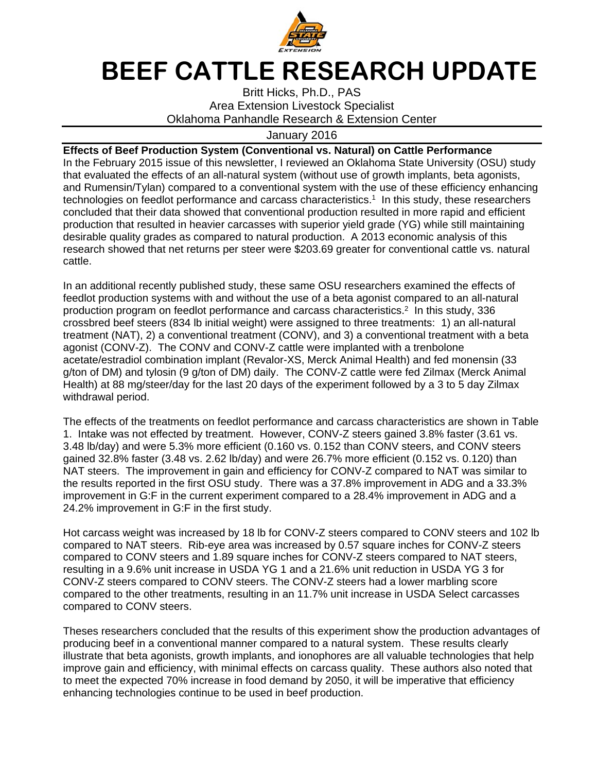# BEEF CATTLE RESEARCH UPDATE

Britt Hicks, Ph.D., PAS
Area Extension Livestock Specialist
Oklahoma Panhandle Research & Extension Center

January 2016

**Effects of Beef Production System (Conventional vs. Natural) on Cattle Performance**

In the February 2015 issue of this newsletter, I reviewed an Oklahoma State University (OSU) study that evaluated the effects of an all-natural system (without use of growth implants, beta agonists, and Rumensin/Tylan) compared to a conventional system with the use of these efficiency enhancing technologies on feedlot performance and carcass characteristics.[1] In this study, these researchers concluded that their data showed that conventional production resulted in more rapid and efficient production that resulted in heavier carcasses with superior yield grade (YG) while still maintaining desirable quality grades as compared to natural production. A 2013 economic analysis of this research showed that net returns per steer were $203.69 greater for conventional cattle vs. natural cattle.

In an additional recently published study, these same OSU researchers examined the effects of feedlot production systems with and without the use of a beta agonist compared to an all-natural production program on feedlot performance and carcass characteristics.[2] In this study, 336 crossbred beef steers (834 lb initial weight) were assigned to three treatments: 1) an all-natural treatment (NAT), 2) a conventional treatment (CONV), and 3) a conventional treatment with a beta agonist (CONV-Z). The CONV and CONV-Z cattle were implanted with a trenbolone acetate/estradiol combination implant (Revalor-XS, Merck Animal Health) and fed monensin (33 g/ton of DM) and tylosin (9 g/ton of DM) daily. The CONV-Z cattle were fed Zilmax (Merck Animal Health) at 88 mg/steer/day for the last 20 days of the experiment followed by a 3 to 5 day Zilmax withdrawal period.

The effects of the treatments on feedlot performance and carcass characteristics are shown in Table 1. Intake was not effected by treatment. However, CONV-Z steers gained 3.8% faster (3.61 vs. 3.48 lb/day) and were 5.3% more efficient (0.160 vs. 0.152 than CONV steers, and CONV steers gained 32.8% faster (3.48 vs. 2.62 lb/day) and were 26.7% more efficient (0.152 vs. 0.120) than NAT steers. The improvement in gain and efficiency for CONV-Z compared to NAT was similar to the results reported in the first OSU study. There was a 37.8% improvement in ADG and a 33.3% improvement in G:F in the current experiment compared to a 28.4% improvement in ADG and a 24.2% improvement in G:F in the first study.

Hot carcass weight was increased by 18 lb for CONV-Z steers compared to CONV steers and 102 lb compared to NAT steers. Rib-eye area was increased by 0.57 square inches for CONV-Z steers compared to CONV steers and 1.89 square inches for CONV-Z steers compared to NAT steers, resulting in a 9.6% unit increase in USDA YG 1 and a 21.6% unit reduction in USDA YG 3 for CONV-Z steers compared to CONV steers. The CONV-Z steers had a lower marbling score compared to the other treatments, resulting in an 11.7% unit increase in USDA Select carcasses compared to CONV steers.

Theses researchers concluded that the results of this experiment show the production advantages of producing beef in a conventional manner compared to a natural system. These results clearly illustrate that beta agonists, growth implants, and ionophores are all valuable technologies that help improve gain and efficiency, with minimal effects on carcass quality. These authors also noted that to meet the expected 70% increase in food demand by 2050, it will be imperative that efficiency enhancing technologies continue to be used in beef production.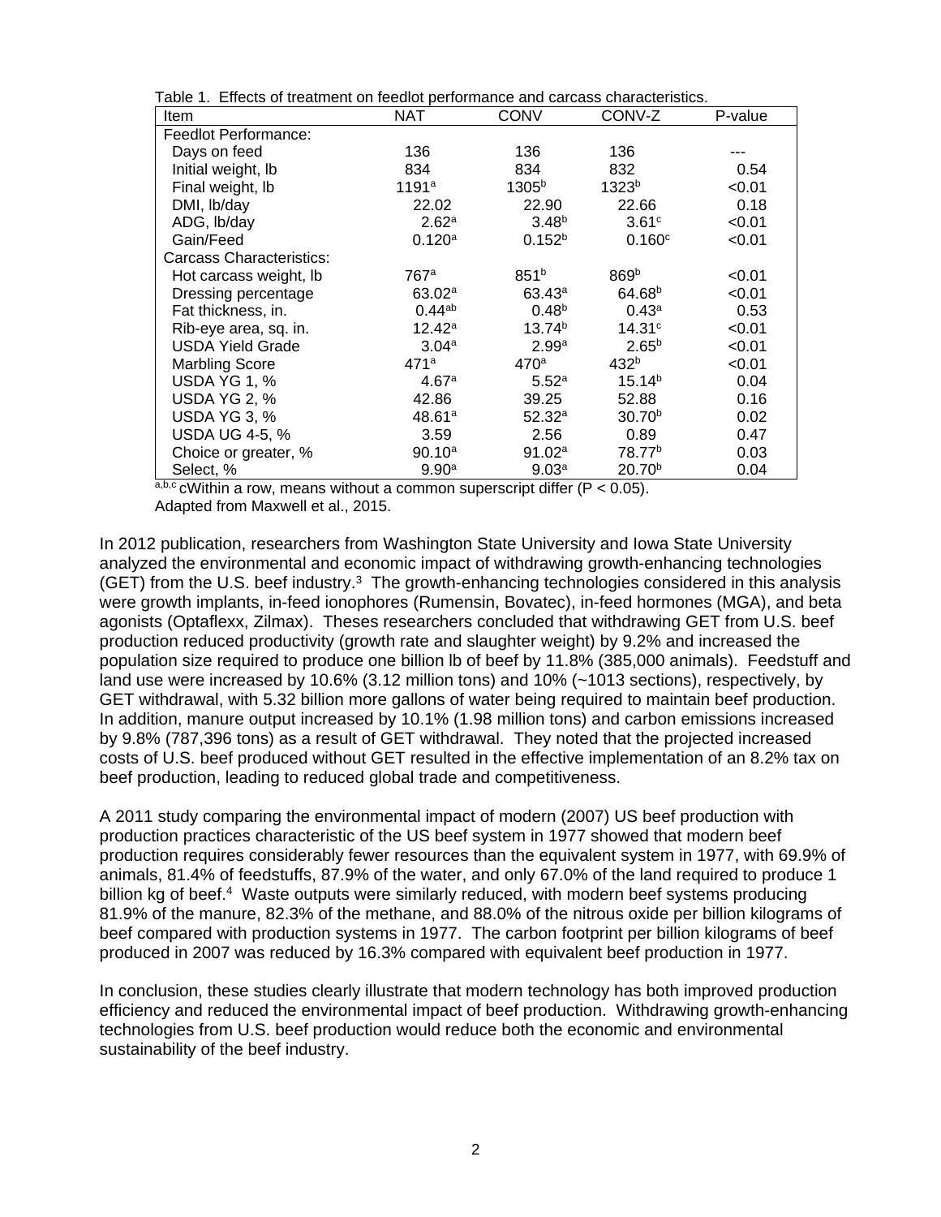Table 1. Effects of treatment on feedlot performance and carcass characteristics.

| Item | NAT | CONV | CONV-Z | P-value |
|---|---|---|---|---|
| Feedlot Performance: | | | | |
| Days on feed | 136 | 136 | 136 | --- |
| Initial weight, lb | 834 | 834 | 832 | 0.54 |
| Final weight, lb | 1191[a] | 1305[b] | 1323[b] | <0.01 |
| DMI, lb/day | 22.02 | 22.90 | 22.66 | 0.18 |
| ADG, lb/day | 2.62[a] | 3.48[b] | 3.61[c] | <0.01 |
| Gain/Feed | 0.120[a] | 0.152[b] | 0.160[c] | <0.01 |
| Carcass Characteristics: | | | | |
| Hot carcass weight, lb | 767[a] | 851[b] | 869[b] | <0.01 |
| Dressing percentage | 63.02[a] | 63.43[a] | 64.68[b] | <0.01 |
| Fat thickness, in. | 0.44[ab] | 0.48[b] | 0.43[a] | 0.53 |
| Rib-eye area, sq. in. | 12.42[a] | 13.74[b] | 14.31[c] | <0.01 |
| USDA Yield Grade | 3.04[a] | 2.99[a] | 2.65[b] | <0.01 |
| Marbling Score | 471[a] | 470[a] | 432[b] | <0.01 |
| USDA YG 1, % | 4.67[a] | 5.52[a] | 15.14[b] | 0.04 |
| USDA YG 2, % | 42.86 | 39.25 | 52.88 | 0.16 |
| USDA YG 3, % | 48.61[a] | 52.32[a] | 30.70[b] | 0.02 |
| USDA UG 4-5, % | 3.59 | 2.56 | 0.89 | 0.47 |
| Choice or greater, % | 90.10[a] | 91.02[a] | 78.77[b] | 0.03 |
| Select, % | 9.90[a] | 9.03[a] | 20.70[b] | 0.04 |

[a,b,c] Within a row, means without a common superscript differ ($P < 0.05$).
Adapted from Maxwell et al., 2015.

In 2012 publication, researchers from Washington State University and Iowa State University analyzed the environmental and economic impact of withdrawing growth-enhancing technologies (GET) from the U.S. beef industry.[3] The growth-enhancing technologies considered in this analysis were growth implants, in-feed ionophores (Rumensin, Bovatec), in-feed hormones (MGA), and beta agonists (Optaflexx, Zilmax). Theses researchers concluded that withdrawing GET from U.S. beef production reduced productivity (growth rate and slaughter weight) by 9.2% and increased the population size required to produce one billion lb of beef by 11.8% (385,000 animals). Feedstuff and land use were increased by 10.6% (3.12 million tons) and 10% (~1013 sections), respectively, by GET withdrawal, with 5.32 billion more gallons of water being required to maintain beef production. In addition, manure output increased by 10.1% (1.98 million tons) and carbon emissions increased by 9.8% (787,396 tons) as a result of GET withdrawal. They noted that the projected increased costs of U.S. beef produced without GET resulted in the effective implementation of an 8.2% tax on beef production, leading to reduced global trade and competitiveness.

A 2011 study comparing the environmental impact of modern (2007) US beef production with production practices characteristic of the US beef system in 1977 showed that modern beef production requires considerably fewer resources than the equivalent system in 1977, with 69.9% of animals, 81.4% of feedstuffs, 87.9% of the water, and only 67.0% of the land required to produce 1 billion kg of beef.[4] Waste outputs were similarly reduced, with modern beef systems producing 81.9% of the manure, 82.3% of the methane, and 88.0% of the nitrous oxide per billion kilograms of beef compared with production systems in 1977. The carbon footprint per billion kilograms of beef produced in 2007 was reduced by 16.3% compared with equivalent beef production in 1977.

In conclusion, these studies clearly illustrate that modern technology has both improved production efficiency and reduced the environmental impact of beef production. Withdrawing growth-enhancing technologies from U.S. beef production would reduce both the economic and environmental sustainability of the beef industry.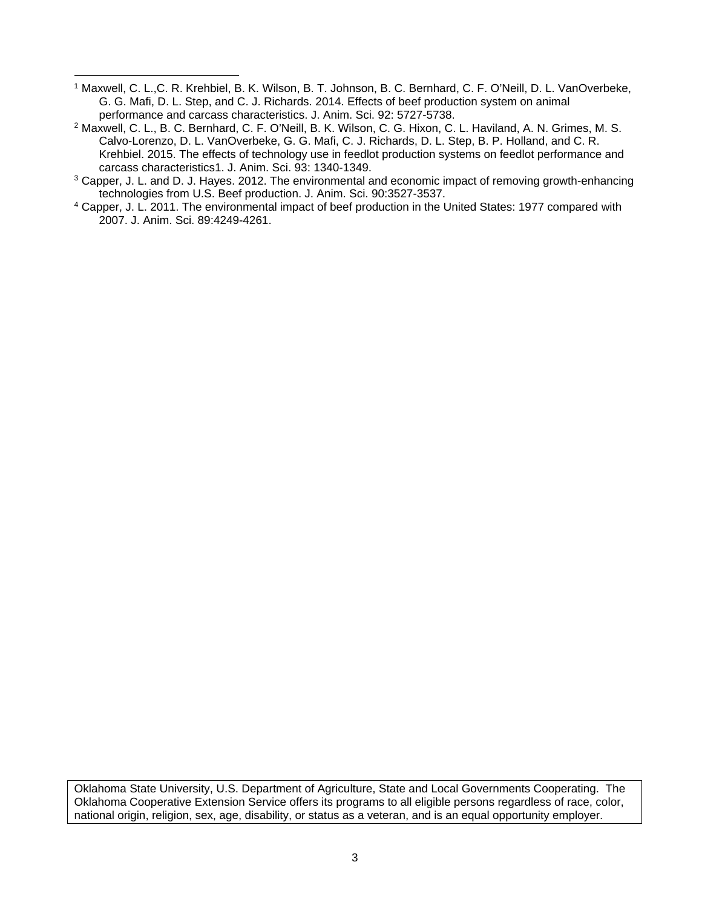[1] Maxwell, C. L.,C. R. Krehbiel, B. K. Wilson, B. T. Johnson, B. C. Bernhard, C. F. O'Neill, D. L. VanOverbeke, G. G. Mafi, D. L. Step, and C. J. Richards. 2014. Effects of beef production system on animal performance and carcass characteristics. J. Anim. Sci. 92: 5727-5738.

[2] Maxwell, C. L., B. C. Bernhard, C. F. O'Neill, B. K. Wilson, C. G. Hixon, C. L. Haviland, A. N. Grimes, M. S. Calvo-Lorenzo, D. L. VanOverbeke, G. G. Mafi, C. J. Richards, D. L. Step, B. P. Holland, and C. R. Krehbiel. 2015. The effects of technology use in feedlot production systems on feedlot performance and carcass characteristics1. J. Anim. Sci. 93: 1340-1349.

[3] Capper, J. L. and D. J. Hayes. 2012. The environmental and economic impact of removing growth-enhancing technologies from U.S. Beef production. J. Anim. Sci. 90:3527-3537.

[4] Capper, J. L. 2011. The environmental impact of beef production in the United States: 1977 compared with 2007. J. Anim. Sci. 89:4249-4261.

Oklahoma State University, U.S. Department of Agriculture, State and Local Governments Cooperating. The Oklahoma Cooperative Extension Service offers its programs to all eligible persons regardless of race, color, national origin, religion, sex, age, disability, or status as a veteran, and is an equal opportunity employer.